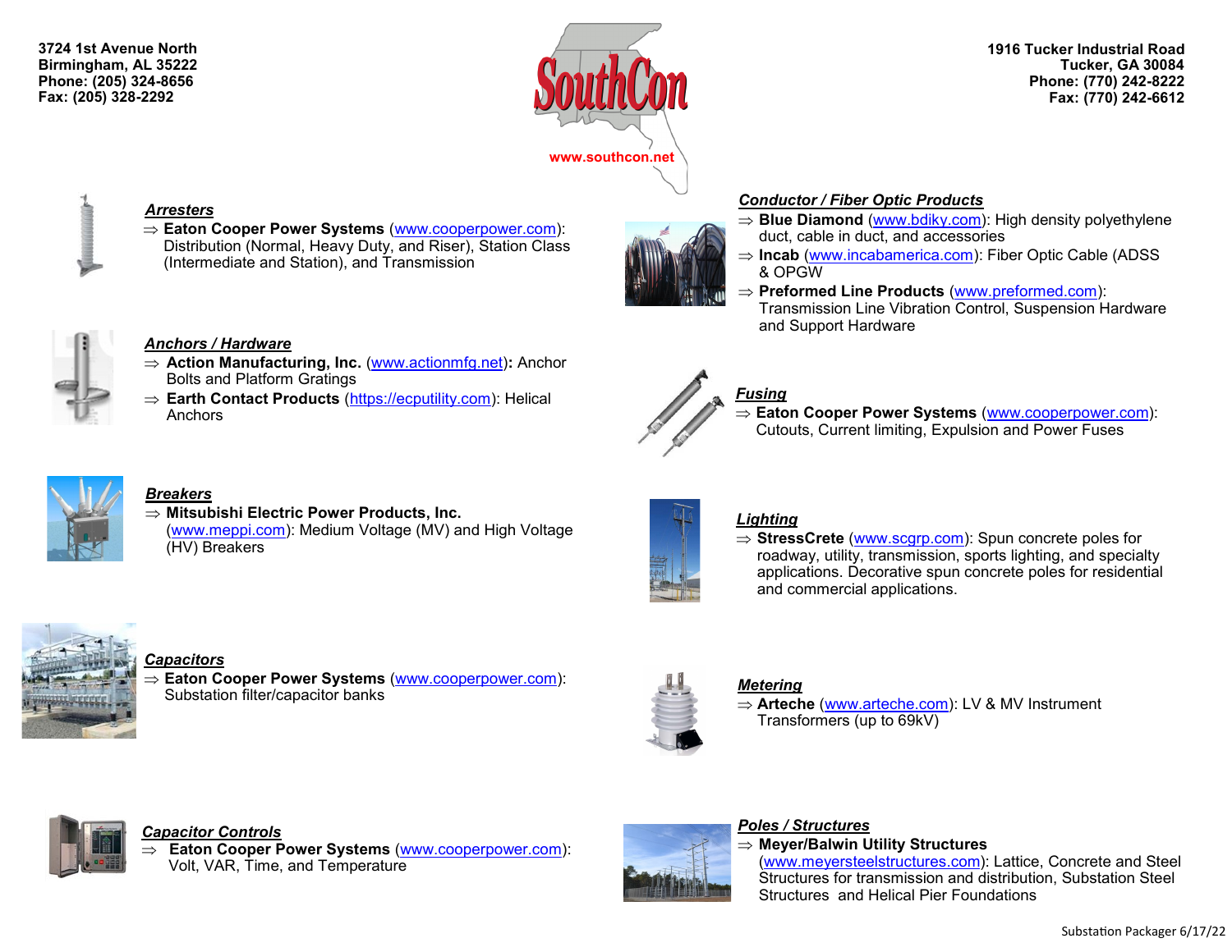3724 1st Avenue North
Birmingham, AL 35222
Phone: (205) 324-8656
Fax: (205) 328-2292

# SouthCon

www.southcon.net

1916 Tucker Industrial Road
Tucker, GA 30084
Phone: (770) 242-8222
Fax: (770) 242-6612

## *Arresters*

⇒ **Eaton Cooper Power Systems** (www.cooperpower.com): Distribution (Normal, Heavy Duty, and Riser), Station Class (Intermediate and Station), and Transmission

## *Anchors / Hardware*

⇒ **Action Manufacturing, Inc.** (www.actionmfg.net)**:** Anchor Bolts and Platform Gratings

⇒ **Earth Contact Products** (https://ecputility.com): Helical Anchors

## *Breakers*

⇒ **Mitsubishi Electric Power Products, Inc.** (www.meppi.com): Medium Voltage (MV) and High Voltage (HV) Breakers

## *Capacitors*

⇒ **Eaton Cooper Power Systems** (www.cooperpower.com): Substation filter/capacitor banks

## *Capacitor Controls*

⇒ **Eaton Cooper Power Systems** (www.cooperpower.com): Volt, VAR, Time, and Temperature

## *Conductor / Fiber Optic Products*

⇒ **Blue Diamond** (www.bdiky.com): High density polyethylene duct, cable in duct, and accessories

⇒ **Incab** (www.incabamerica.com): Fiber Optic Cable (ADSS & OPGW

⇒ **Preformed Line Products** (www.preformed.com): Transmission Line Vibration Control, Suspension Hardware and Support Hardware

## *Fusing*

⇒ **Eaton Cooper Power Systems** (www.cooperpower.com): Cutouts, Current limiting, Expulsion and Power Fuses

## *Lighting*

⇒ **StressCrete** (www.scgrp.com): Spun concrete poles for roadway, utility, transmission, sports lighting, and specialty applications. Decorative spun concrete poles for residential and commercial applications.

## *Metering*

⇒ **Arteche** (www.arteche.com): LV & MV Instrument Transformers (up to 69kV)

## *Poles / Structures*

⇒ **Meyer/Balwin Utility Structures** (www.meyersteelstructures.com): Lattice, Concrete and Steel Structures for transmission and distribution, Substation Steel Structures and Helical Pier Foundations

Substation Packager 6/17/22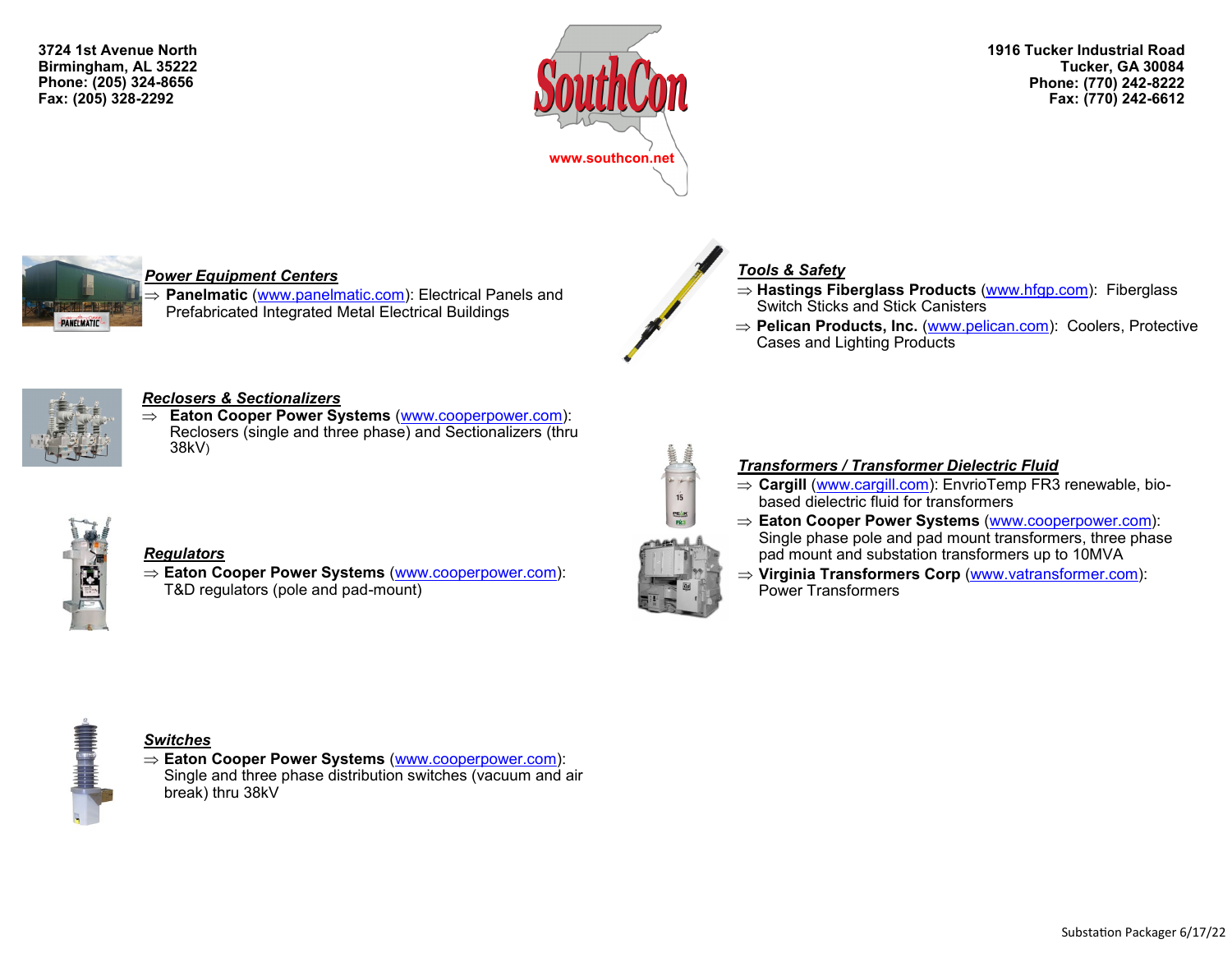3724 1st Avenue North
Birmingham, AL 35222
Phone: (205) 324-8656
Fax: (205) 328-2292

SouthCon

www.southcon.net

1916 Tucker Industrial Road
Tucker, GA 30084
Phone: (770) 242-8222
Fax: (770) 242-6612

***Power Equipment Centers***

⇒ **Panelmatic** (www.panelmatic.com): Electrical Panels and Prefabricated Integrated Metal Electrical Buildings

***Reclosers & Sectionalizers***

⇒ **Eaton Cooper Power Systems** (www.cooperpower.com): Reclosers (single and three phase) and Sectionalizers (thru 38kV)

***Regulators***

⇒ **Eaton Cooper Power Systems** (www.cooperpower.com): T&D regulators (pole and pad-mount)

***Switches***

⇒ **Eaton Cooper Power Systems** (www.cooperpower.com): Single and three phase distribution switches (vacuum and air break) thru 38kV

***Tools & Safety***

⇒ **Hastings Fiberglass Products** (www.hfgp.com): Fiberglass Switch Sticks and Stick Canisters

⇒ **Pelican Products, Inc.** (www.pelican.com): Coolers, Protective Cases and Lighting Products

***Transformers / Transformer Dielectric Fluid***

⇒ **Cargill** (www.cargill.com): EnvrioTemp FR3 renewable, bio-based dielectric fluid for transformers

⇒ **Eaton Cooper Power Systems** (www.cooperpower.com): Single phase pole and pad mount transformers, three phase pad mount and substation transformers up to 10MVA

⇒ **Virginia Transformers Corp** (www.vatransformer.com): Power Transformers

Substation Packager 6/17/22